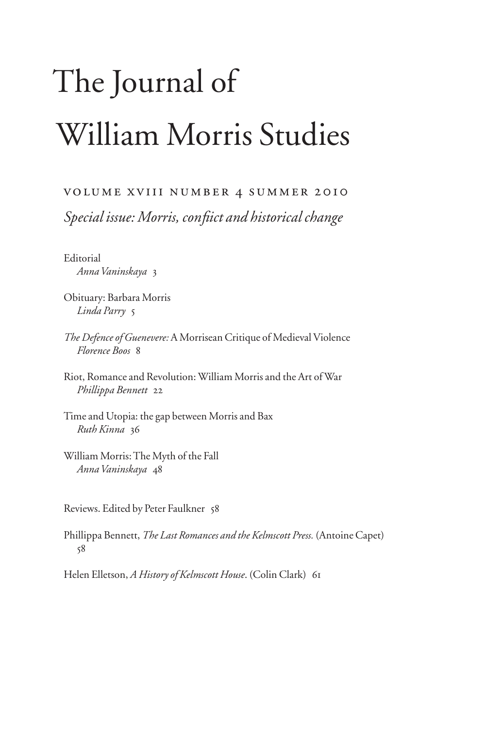# The Journal of William Morris Studies

VOLUME XVIII NUMBER 4 SUMMER 2010

*Special issue: Morris, conflict and historical change*

Editorial
*Anna Vaninskaya* 3

Obituary: Barbara Morris
*Linda Parry* 5

*The Defence of Guenevere:* A Morrisean Critique of Medieval Violence
*Florence Boos* 8

Riot, Romance and Revolution: William Morris and the Art of War
*Phillippa Bennett* 22

Time and Utopia: the gap between Morris and Bax
*Ruth Kinna* 36

William Morris: The Myth of the Fall
*Anna Vaninskaya* 48

Reviews. Edited by Peter Faulkner 58

Phillippa Bennett, *The Last Romances and the Kelmscott Press.* (Antoine Capet) 58

Helen Elletson, *A History of Kelmscott House*. (Colin Clark) 61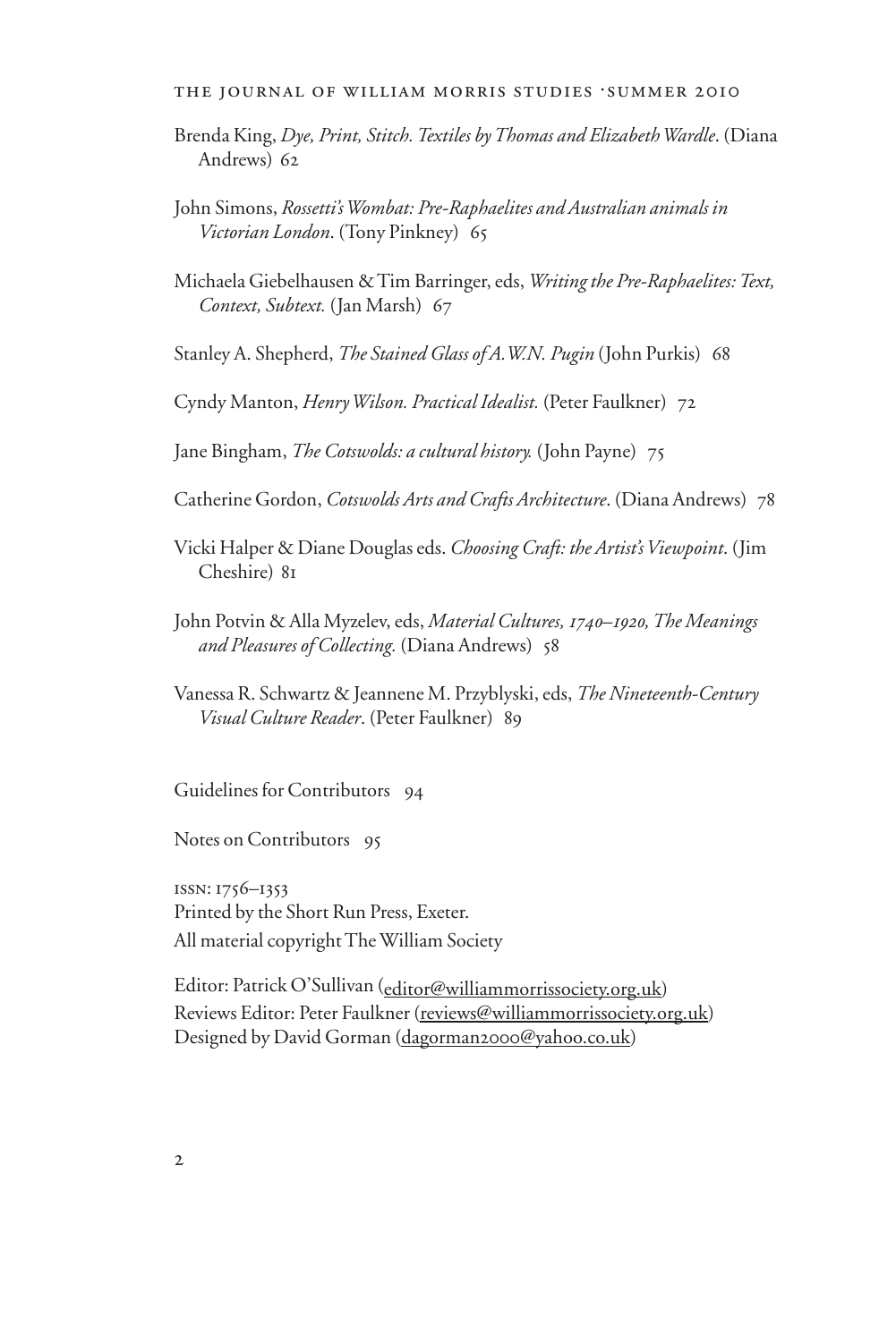Brenda King, *Dye, Print, Stitch. Textiles by Thomas and Elizabeth Wardle*. (Diana Andrews) 62

John Simons, *Rossetti's Wombat: Pre-Raphaelites and Australian animals in Victorian London*. (Tony Pinkney) 65

Michaela Giebelhausen & Tim Barringer, eds, *Writing the Pre-Raphaelites: Text, Context, Subtext.* (Jan Marsh) 67

Stanley A. Shepherd, *The Stained Glass of A.W.N. Pugin* (John Purkis) 68

Cyndy Manton, *Henry Wilson. Practical Idealist.* (Peter Faulkner) 72

Jane Bingham, *The Cotswolds: a cultural history.* (John Payne) 75

Catherine Gordon, *Cotswolds Arts and Crafts Architecture*. (Diana Andrews) 78

Vicki Halper & Diane Douglas eds. *Choosing Craft: the Artist's Viewpoint*. (Jim Cheshire) 81

John Potvin & Alla Myzelev, eds, *Material Cultures, 1740–1920, The Meanings and Pleasures of Collecting.* (Diana Andrews) 58

Vanessa R. Schwartz & Jeannene M. Przyblyski, eds, *The Nineteenth-Century Visual Culture Reader*. (Peter Faulkner) 89

Guidelines for Contributors 94

Notes on Contributors 95

ISSN: 1756–1353
Printed by the Short Run Press, Exeter.
All material copyright The William Society

Editor: Patrick O'Sullivan (editor@williammorrissociety.org.uk)
Reviews Editor: Peter Faulkner (reviews@williammorrissociety.org.uk)
Designed by David Gorman (dagorman2000@yahoo.co.uk)